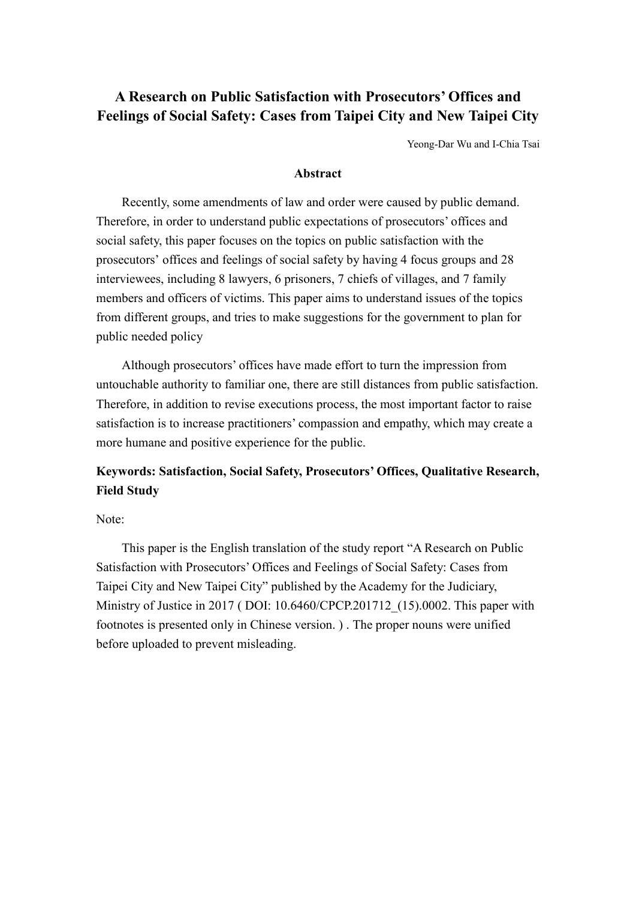# A Research on Public Satisfaction with Prosecutors' Offices and Feelings of Social Safety: Cases from Taipei City and New Taipei City

Yeong-Dar Wu and I-Chia Tsai

## Abstract

Recently, some amendments of law and order were caused by public demand. Therefore, in order to understand public expectations of prosecutors' offices and social safety, this paper focuses on the topics on public satisfaction with the prosecutors' offices and feelings of social safety by having 4 focus groups and 28 interviewees, including 8 lawyers, 6 prisoners, 7 chiefs of villages, and 7 family members and officers of victims. This paper aims to understand issues of the topics from different groups, and tries to make suggestions for the government to plan for public needed policy

Although prosecutors' offices have made effort to turn the impression from untouchable authority to familiar one, there are still distances from public satisfaction. Therefore, in addition to revise executions process, the most important factor to raise satisfaction is to increase practitioners' compassion and empathy, which may create a more humane and positive experience for the public.

**Keywords: Satisfaction, Social Safety, Prosecutors' Offices, Qualitative Research, Field Study**

Note:

This paper is the English translation of the study report "A Research on Public Satisfaction with Prosecutors' Offices and Feelings of Social Safety: Cases from Taipei City and New Taipei City" published by the Academy for the Judiciary, Ministry of Justice in 2017 ( DOI: 10.6460/CPCP.201712_(15).0002. This paper with footnotes is presented only in Chinese version. ) . The proper nouns were unified before uploaded to prevent misleading.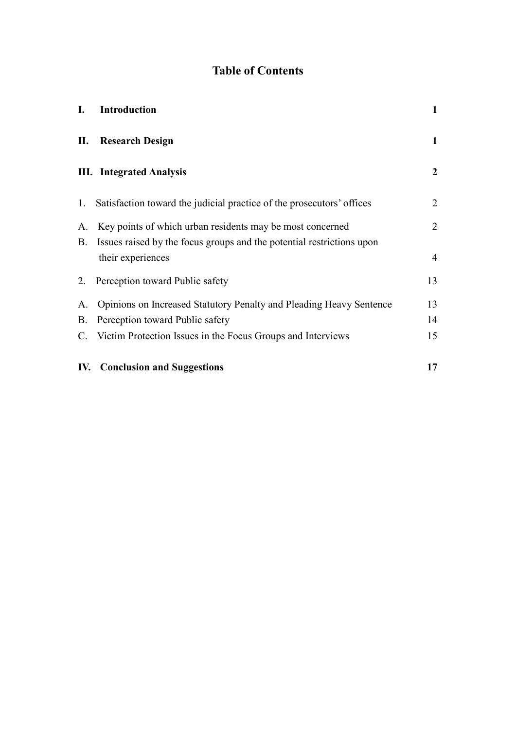# Table of Contents

| | |
|---|---|
| **I. Introduction** | **1** |
| **II. Research Design** | **1** |
| **III. Integrated Analysis** | **2** |
| 1. Satisfaction toward the judicial practice of the prosecutors' offices | 2 |
| A. Key points of which urban residents may be most concerned | 2 |
| B. Issues raised by the focus groups and the potential restrictions upon their experiences | 4 |
| 2. Perception toward Public safety | 13 |
| A. Opinions on Increased Statutory Penalty and Pleading Heavy Sentence | 13 |
| B. Perception toward Public safety | 14 |
| C. Victim Protection Issues in the Focus Groups and Interviews | 15 |
| **IV. Conclusion and Suggestions** | **17** |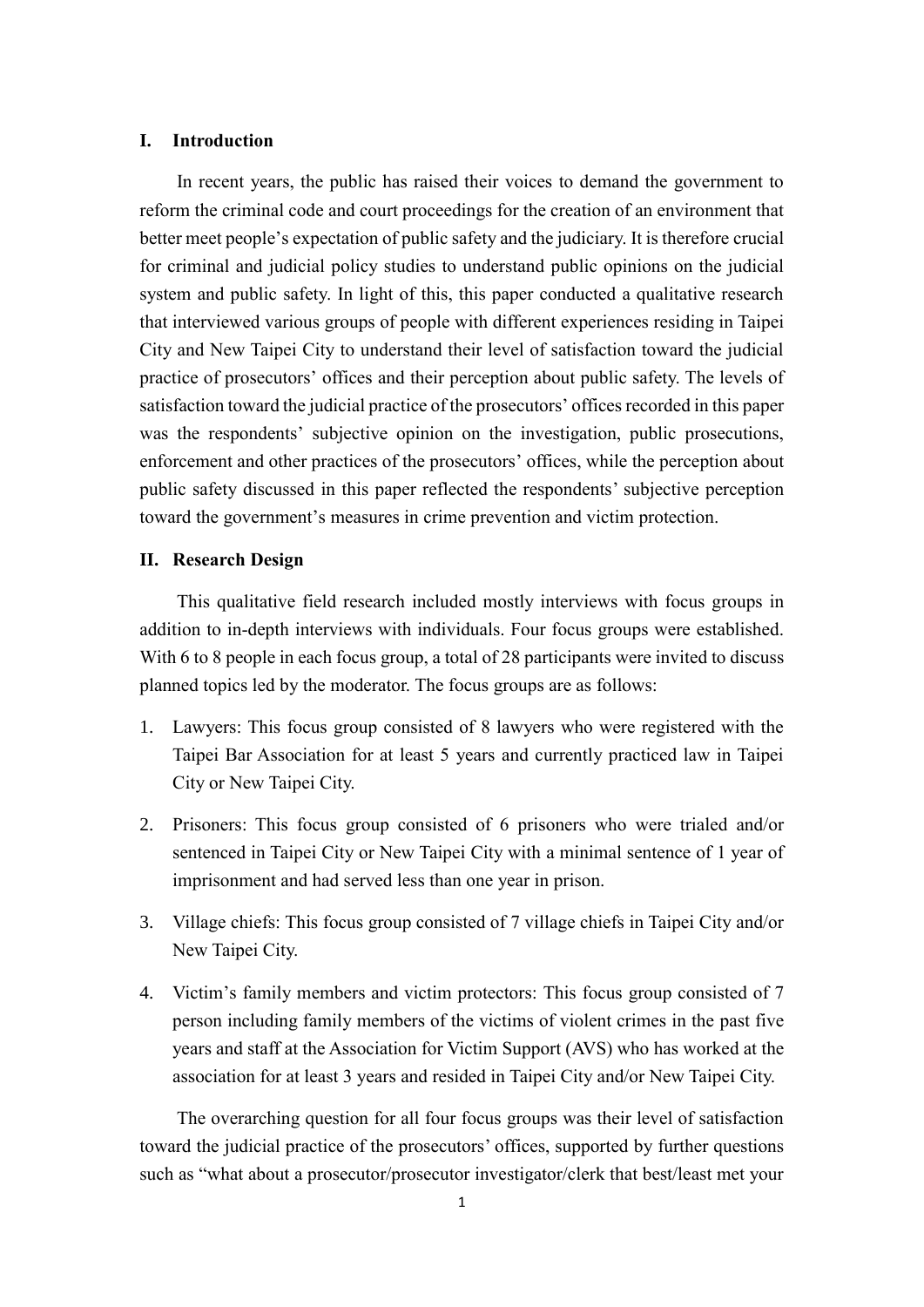## I. Introduction

In recent years, the public has raised their voices to demand the government to reform the criminal code and court proceedings for the creation of an environment that better meet people's expectation of public safety and the judiciary. It is therefore crucial for criminal and judicial policy studies to understand public opinions on the judicial system and public safety. In light of this, this paper conducted a qualitative research that interviewed various groups of people with different experiences residing in Taipei City and New Taipei City to understand their level of satisfaction toward the judicial practice of prosecutors' offices and their perception about public safety. The levels of satisfaction toward the judicial practice of the prosecutors' offices recorded in this paper was the respondents' subjective opinion on the investigation, public prosecutions, enforcement and other practices of the prosecutors' offices, while the perception about public safety discussed in this paper reflected the respondents' subjective perception toward the government's measures in crime prevention and victim protection.

## II. Research Design

This qualitative field research included mostly interviews with focus groups in addition to in-depth interviews with individuals. Four focus groups were established. With 6 to 8 people in each focus group, a total of 28 participants were invited to discuss planned topics led by the moderator. The focus groups are as follows:

1. Lawyers: This focus group consisted of 8 lawyers who were registered with the Taipei Bar Association for at least 5 years and currently practiced law in Taipei City or New Taipei City.
2. Prisoners: This focus group consisted of 6 prisoners who were trialed and/or sentenced in Taipei City or New Taipei City with a minimal sentence of 1 year of imprisonment and had served less than one year in prison.
3. Village chiefs: This focus group consisted of 7 village chiefs in Taipei City and/or New Taipei City.
4. Victim's family members and victim protectors: This focus group consisted of 7 person including family members of the victims of violent crimes in the past five years and staff at the Association for Victim Support (AVS) who has worked at the association for at least 3 years and resided in Taipei City and/or New Taipei City.

The overarching question for all four focus groups was their level of satisfaction toward the judicial practice of the prosecutors' offices, supported by further questions such as "what about a prosecutor/prosecutor investigator/clerk that best/least met your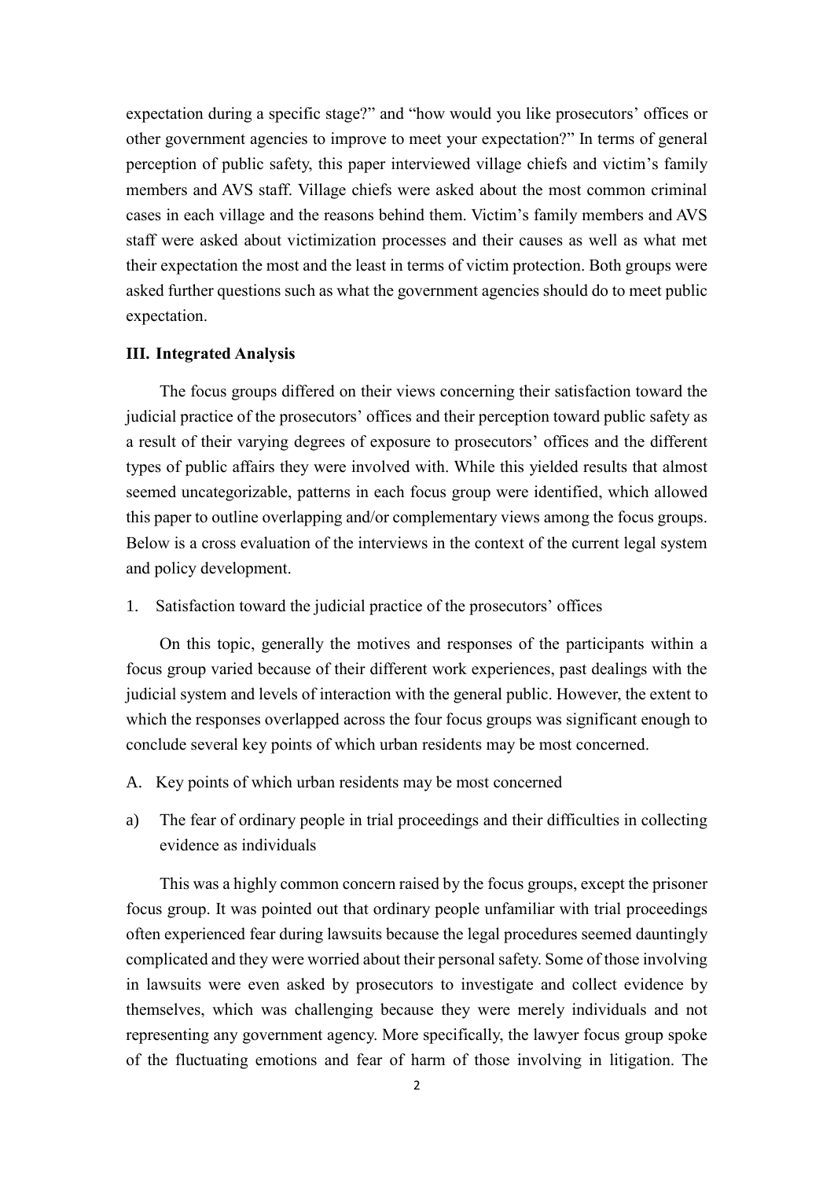expectation during a specific stage?" and "how would you like prosecutors' offices or other government agencies to improve to meet your expectation?" In terms of general perception of public safety, this paper interviewed village chiefs and victim's family members and AVS staff. Village chiefs were asked about the most common criminal cases in each village and the reasons behind them. Victim's family members and AVS staff were asked about victimization processes and their causes as well as what met their expectation the most and the least in terms of victim protection. Both groups were asked further questions such as what the government agencies should do to meet public expectation.

## III. Integrated Analysis

The focus groups differed on their views concerning their satisfaction toward the judicial practice of the prosecutors' offices and their perception toward public safety as a result of their varying degrees of exposure to prosecutors' offices and the different types of public affairs they were involved with. While this yielded results that almost seemed uncategorizable, patterns in each focus group were identified, which allowed this paper to outline overlapping and/or complementary views among the focus groups. Below is a cross evaluation of the interviews in the context of the current legal system and policy development.

### 1. Satisfaction toward the judicial practice of the prosecutors' offices

On this topic, generally the motives and responses of the participants within a focus group varied because of their different work experiences, past dealings with the judicial system and levels of interaction with the general public. However, the extent to which the responses overlapped across the four focus groups was significant enough to conclude several key points of which urban residents may be most concerned.

#### A. Key points of which urban residents may be most concerned

##### a) The fear of ordinary people in trial proceedings and their difficulties in collecting evidence as individuals

This was a highly common concern raised by the focus groups, except the prisoner focus group. It was pointed out that ordinary people unfamiliar with trial proceedings often experienced fear during lawsuits because the legal procedures seemed dauntingly complicated and they were worried about their personal safety. Some of those involving in lawsuits were even asked by prosecutors to investigate and collect evidence by themselves, which was challenging because they were merely individuals and not representing any government agency. More specifically, the lawyer focus group spoke of the fluctuating emotions and fear of harm of those involving in litigation. The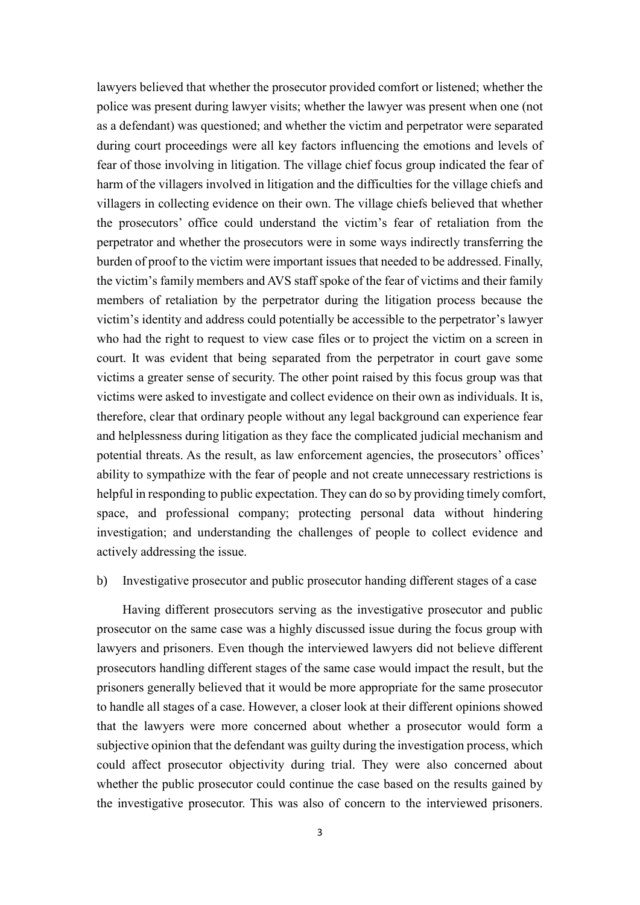lawyers believed that whether the prosecutor provided comfort or listened; whether the police was present during lawyer visits; whether the lawyer was present when one (not as a defendant) was questioned; and whether the victim and perpetrator were separated during court proceedings were all key factors influencing the emotions and levels of fear of those involving in litigation. The village chief focus group indicated the fear of harm of the villagers involved in litigation and the difficulties for the village chiefs and villagers in collecting evidence on their own. The village chiefs believed that whether the prosecutors' office could understand the victim's fear of retaliation from the perpetrator and whether the prosecutors were in some ways indirectly transferring the burden of proof to the victim were important issues that needed to be addressed. Finally, the victim's family members and AVS staff spoke of the fear of victims and their family members of retaliation by the perpetrator during the litigation process because the victim's identity and address could potentially be accessible to the perpetrator's lawyer who had the right to request to view case files or to project the victim on a screen in court. It was evident that being separated from the perpetrator in court gave some victims a greater sense of security. The other point raised by this focus group was that victims were asked to investigate and collect evidence on their own as individuals. It is, therefore, clear that ordinary people without any legal background can experience fear and helplessness during litigation as they face the complicated judicial mechanism and potential threats. As the result, as law enforcement agencies, the prosecutors' offices' ability to sympathize with the fear of people and not create unnecessary restrictions is helpful in responding to public expectation. They can do so by providing timely comfort, space, and professional company; protecting personal data without hindering investigation; and understanding the challenges of people to collect evidence and actively addressing the issue.

b) Investigative prosecutor and public prosecutor handing different stages of a case

Having different prosecutors serving as the investigative prosecutor and public prosecutor on the same case was a highly discussed issue during the focus group with lawyers and prisoners. Even though the interviewed lawyers did not believe different prosecutors handling different stages of the same case would impact the result, but the prisoners generally believed that it would be more appropriate for the same prosecutor to handle all stages of a case. However, a closer look at their different opinions showed that the lawyers were more concerned about whether a prosecutor would form a subjective opinion that the defendant was guilty during the investigation process, which could affect prosecutor objectivity during trial. They were also concerned about whether the public prosecutor could continue the case based on the results gained by the investigative prosecutor. This was also of concern to the interviewed prisoners.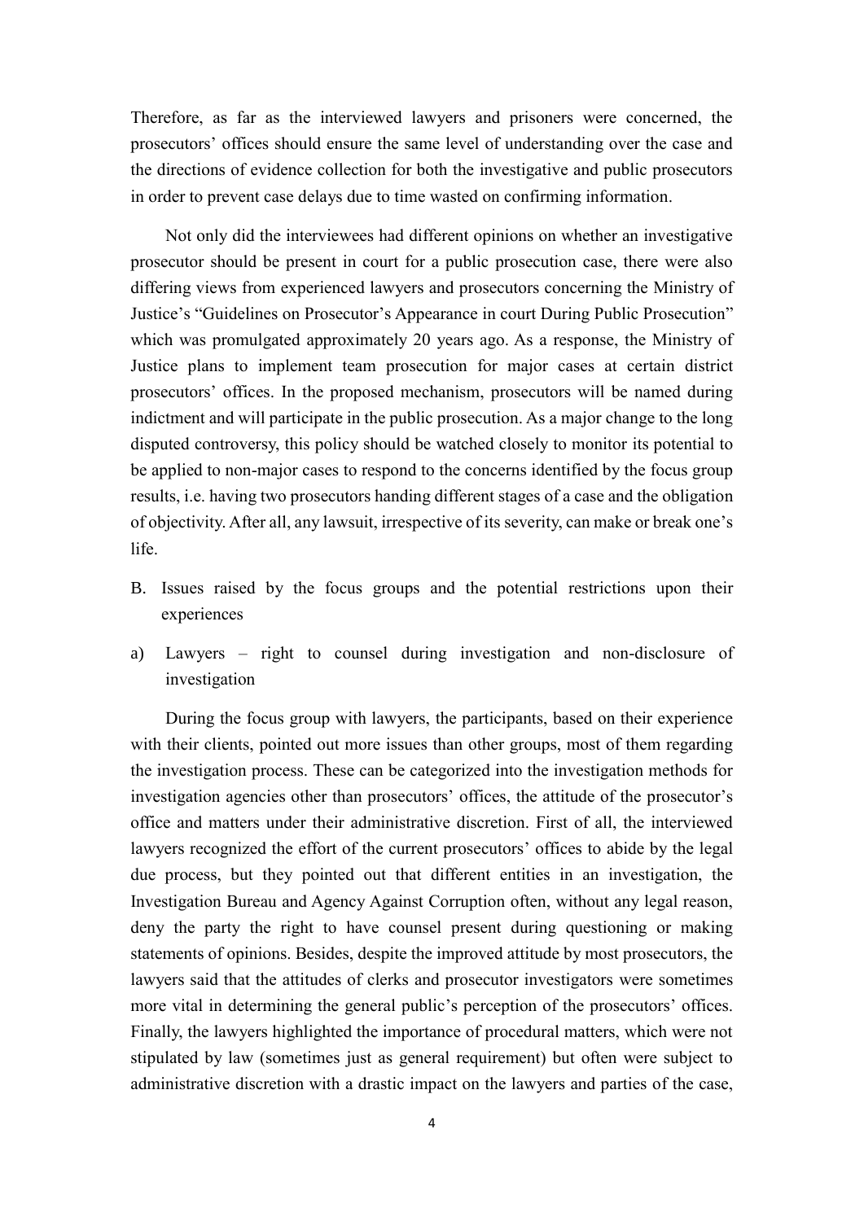Therefore, as far as the interviewed lawyers and prisoners were concerned, the prosecutors' offices should ensure the same level of understanding over the case and the directions of evidence collection for both the investigative and public prosecutors in order to prevent case delays due to time wasted on confirming information.

Not only did the interviewees had different opinions on whether an investigative prosecutor should be present in court for a public prosecution case, there were also differing views from experienced lawyers and prosecutors concerning the Ministry of Justice's "Guidelines on Prosecutor's Appearance in court During Public Prosecution" which was promulgated approximately 20 years ago. As a response, the Ministry of Justice plans to implement team prosecution for major cases at certain district prosecutors' offices. In the proposed mechanism, prosecutors will be named during indictment and will participate in the public prosecution. As a major change to the long disputed controversy, this policy should be watched closely to monitor its potential to be applied to non-major cases to respond to the concerns identified by the focus group results, i.e. having two prosecutors handing different stages of a case and the obligation of objectivity. After all, any lawsuit, irrespective of its severity, can make or break one's life.

B. Issues raised by the focus groups and the potential restrictions upon their experiences

a) Lawyers – right to counsel during investigation and non-disclosure of investigation

During the focus group with lawyers, the participants, based on their experience with their clients, pointed out more issues than other groups, most of them regarding the investigation process. These can be categorized into the investigation methods for investigation agencies other than prosecutors' offices, the attitude of the prosecutor's office and matters under their administrative discretion. First of all, the interviewed lawyers recognized the effort of the current prosecutors' offices to abide by the legal due process, but they pointed out that different entities in an investigation, the Investigation Bureau and Agency Against Corruption often, without any legal reason, deny the party the right to have counsel present during questioning or making statements of opinions. Besides, despite the improved attitude by most prosecutors, the lawyers said that the attitudes of clerks and prosecutor investigators were sometimes more vital in determining the general public's perception of the prosecutors' offices. Finally, the lawyers highlighted the importance of procedural matters, which were not stipulated by law (sometimes just as general requirement) but often were subject to administrative discretion with a drastic impact on the lawyers and parties of the case,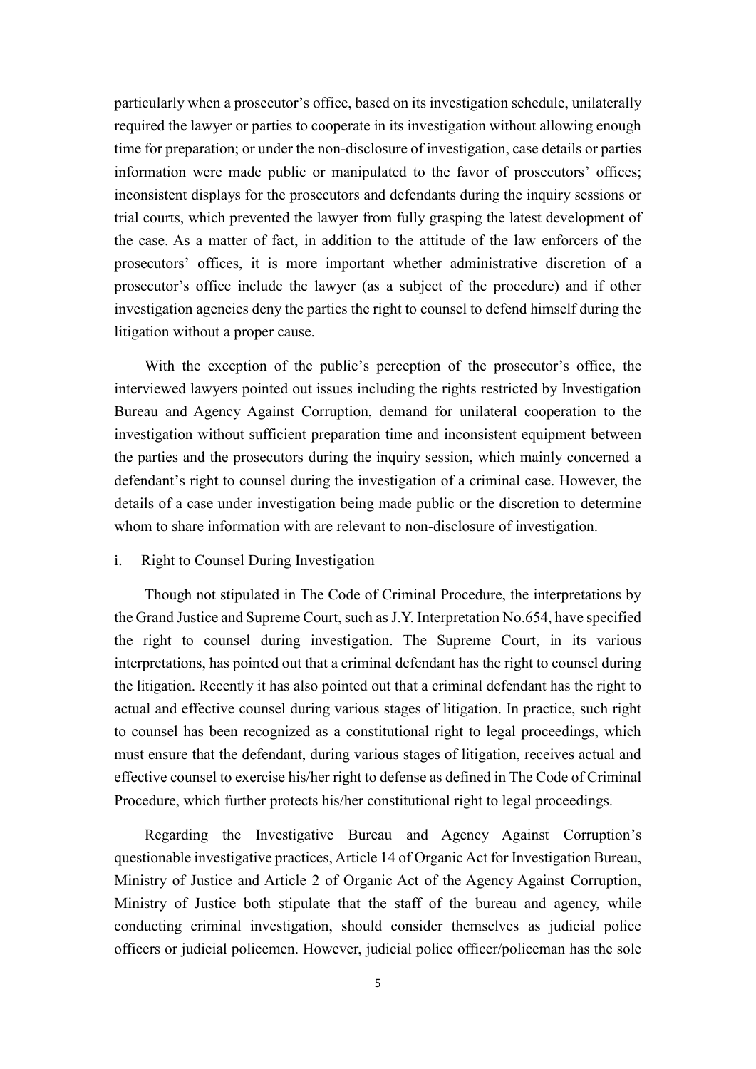particularly when a prosecutor's office, based on its investigation schedule, unilaterally required the lawyer or parties to cooperate in its investigation without allowing enough time for preparation; or under the non-disclosure of investigation, case details or parties information were made public or manipulated to the favor of prosecutors' offices; inconsistent displays for the prosecutors and defendants during the inquiry sessions or trial courts, which prevented the lawyer from fully grasping the latest development of the case. As a matter of fact, in addition to the attitude of the law enforcers of the prosecutors' offices, it is more important whether administrative discretion of a prosecutor's office include the lawyer (as a subject of the procedure) and if other investigation agencies deny the parties the right to counsel to defend himself during the litigation without a proper cause.

With the exception of the public's perception of the prosecutor's office, the interviewed lawyers pointed out issues including the rights restricted by Investigation Bureau and Agency Against Corruption, demand for unilateral cooperation to the investigation without sufficient preparation time and inconsistent equipment between the parties and the prosecutors during the inquiry session, which mainly concerned a defendant's right to counsel during the investigation of a criminal case. However, the details of a case under investigation being made public or the discretion to determine whom to share information with are relevant to non-disclosure of investigation.

i. Right to Counsel During Investigation

Though not stipulated in The Code of Criminal Procedure, the interpretations by the Grand Justice and Supreme Court, such as J.Y. Interpretation No.654, have specified the right to counsel during investigation. The Supreme Court, in its various interpretations, has pointed out that a criminal defendant has the right to counsel during the litigation. Recently it has also pointed out that a criminal defendant has the right to actual and effective counsel during various stages of litigation. In practice, such right to counsel has been recognized as a constitutional right to legal proceedings, which must ensure that the defendant, during various stages of litigation, receives actual and effective counsel to exercise his/her right to defense as defined in The Code of Criminal Procedure, which further protects his/her constitutional right to legal proceedings.

Regarding the Investigative Bureau and Agency Against Corruption's questionable investigative practices, Article 14 of Organic Act for Investigation Bureau, Ministry of Justice and Article 2 of Organic Act of the Agency Against Corruption, Ministry of Justice both stipulate that the staff of the bureau and agency, while conducting criminal investigation, should consider themselves as judicial police officers or judicial policemen. However, judicial police officer/policeman has the sole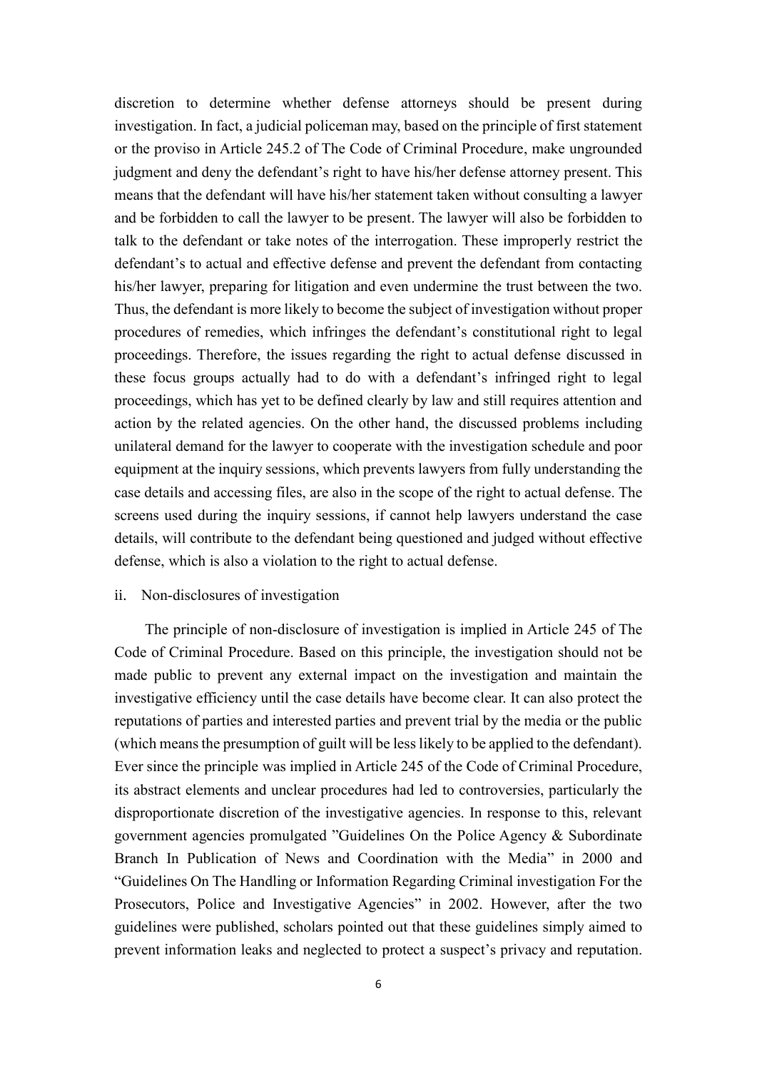discretion to determine whether defense attorneys should be present during investigation. In fact, a judicial policeman may, based on the principle of first statement or the proviso in Article 245.2 of The Code of Criminal Procedure, make ungrounded judgment and deny the defendant's right to have his/her defense attorney present. This means that the defendant will have his/her statement taken without consulting a lawyer and be forbidden to call the lawyer to be present. The lawyer will also be forbidden to talk to the defendant or take notes of the interrogation. These improperly restrict the defendant's to actual and effective defense and prevent the defendant from contacting his/her lawyer, preparing for litigation and even undermine the trust between the two. Thus, the defendant is more likely to become the subject of investigation without proper procedures of remedies, which infringes the defendant's constitutional right to legal proceedings. Therefore, the issues regarding the right to actual defense discussed in these focus groups actually had to do with a defendant's infringed right to legal proceedings, which has yet to be defined clearly by law and still requires attention and action by the related agencies. On the other hand, the discussed problems including unilateral demand for the lawyer to cooperate with the investigation schedule and poor equipment at the inquiry sessions, which prevents lawyers from fully understanding the case details and accessing files, are also in the scope of the right to actual defense. The screens used during the inquiry sessions, if cannot help lawyers understand the case details, will contribute to the defendant being questioned and judged without effective defense, which is also a violation to the right to actual defense.

ii. Non-disclosures of investigation

The principle of non-disclosure of investigation is implied in Article 245 of The Code of Criminal Procedure. Based on this principle, the investigation should not be made public to prevent any external impact on the investigation and maintain the investigative efficiency until the case details have become clear. It can also protect the reputations of parties and interested parties and prevent trial by the media or the public (which means the presumption of guilt will be less likely to be applied to the defendant). Ever since the principle was implied in Article 245 of the Code of Criminal Procedure, its abstract elements and unclear procedures had led to controversies, particularly the disproportionate discretion of the investigative agencies. In response to this, relevant government agencies promulgated "Guidelines On the Police Agency & Subordinate Branch In Publication of News and Coordination with the Media" in 2000 and "Guidelines On The Handling or Information Regarding Criminal investigation For the Prosecutors, Police and Investigative Agencies" in 2002. However, after the two guidelines were published, scholars pointed out that these guidelines simply aimed to prevent information leaks and neglected to protect a suspect's privacy and reputation.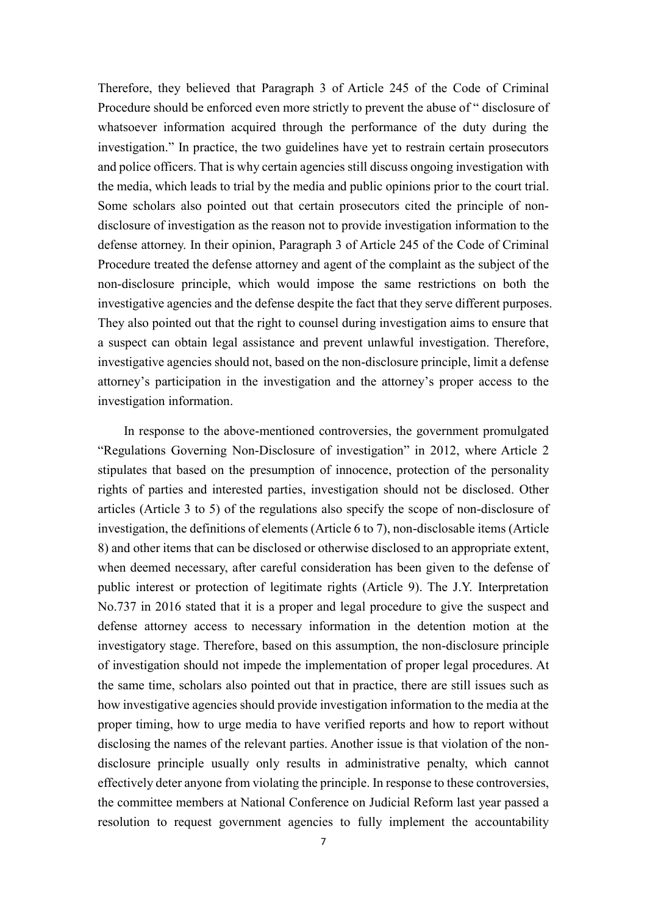Therefore, they believed that Paragraph 3 of Article 245 of the Code of Criminal Procedure should be enforced even more strictly to prevent the abuse of " disclosure of whatsoever information acquired through the performance of the duty during the investigation." In practice, the two guidelines have yet to restrain certain prosecutors and police officers. That is why certain agencies still discuss ongoing investigation with the media, which leads to trial by the media and public opinions prior to the court trial. Some scholars also pointed out that certain prosecutors cited the principle of non-disclosure of investigation as the reason not to provide investigation information to the defense attorney. In their opinion, Paragraph 3 of Article 245 of the Code of Criminal Procedure treated the defense attorney and agent of the complaint as the subject of the non-disclosure principle, which would impose the same restrictions on both the investigative agencies and the defense despite the fact that they serve different purposes. They also pointed out that the right to counsel during investigation aims to ensure that a suspect can obtain legal assistance and prevent unlawful investigation. Therefore, investigative agencies should not, based on the non-disclosure principle, limit a defense attorney's participation in the investigation and the attorney's proper access to the investigation information.

In response to the above-mentioned controversies, the government promulgated "Regulations Governing Non-Disclosure of investigation" in 2012, where Article 2 stipulates that based on the presumption of innocence, protection of the personality rights of parties and interested parties, investigation should not be disclosed. Other articles (Article 3 to 5) of the regulations also specify the scope of non-disclosure of investigation, the definitions of elements (Article 6 to 7), non-disclosable items (Article 8) and other items that can be disclosed or otherwise disclosed to an appropriate extent, when deemed necessary, after careful consideration has been given to the defense of public interest or protection of legitimate rights (Article 9). The J.Y. Interpretation No.737 in 2016 stated that it is a proper and legal procedure to give the suspect and defense attorney access to necessary information in the detention motion at the investigatory stage. Therefore, based on this assumption, the non-disclosure principle of investigation should not impede the implementation of proper legal procedures. At the same time, scholars also pointed out that in practice, there are still issues such as how investigative agencies should provide investigation information to the media at the proper timing, how to urge media to have verified reports and how to report without disclosing the names of the relevant parties. Another issue is that violation of the non-disclosure principle usually only results in administrative penalty, which cannot effectively deter anyone from violating the principle. In response to these controversies, the committee members at National Conference on Judicial Reform last year passed a resolution to request government agencies to fully implement the accountability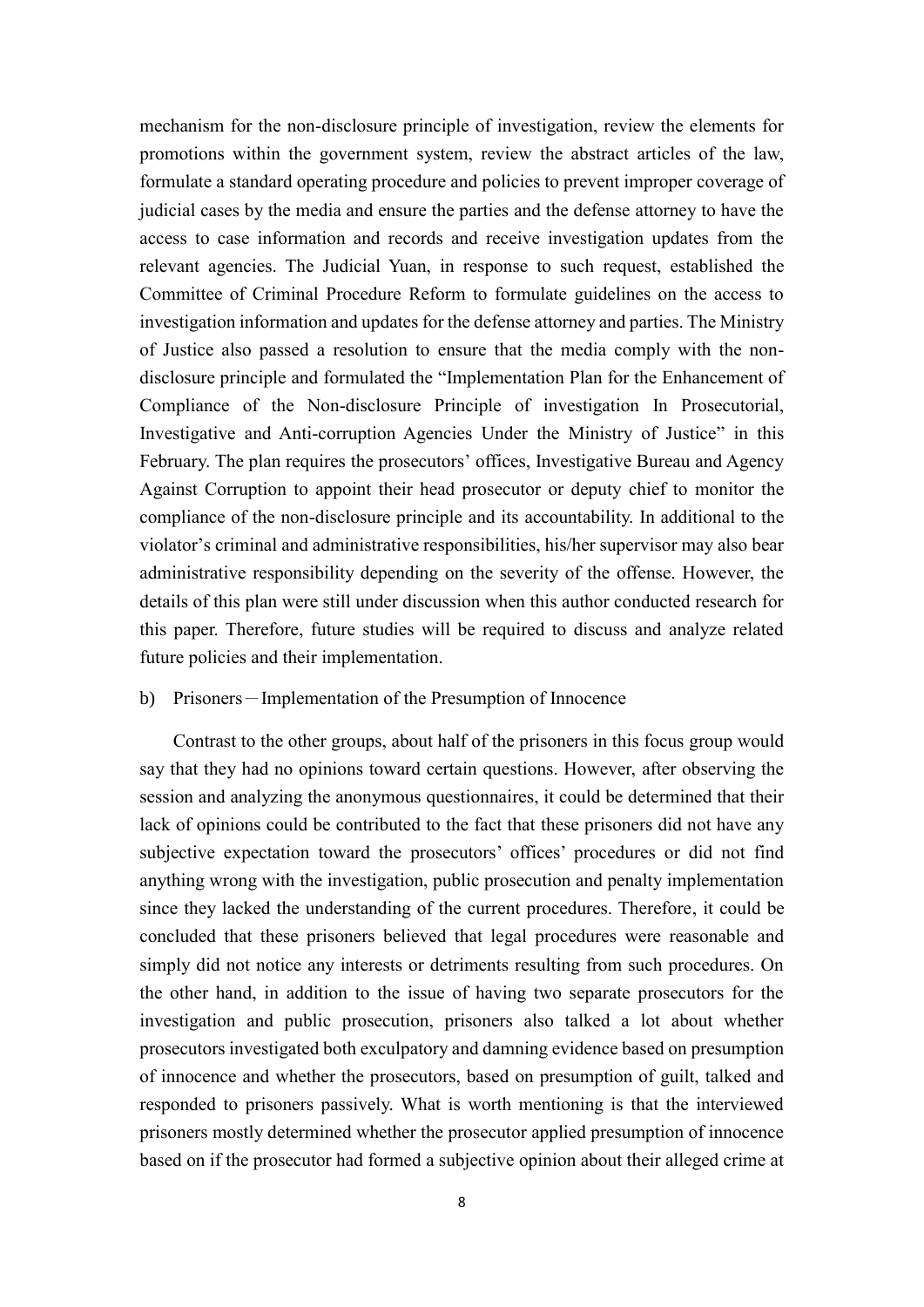mechanism for the non-disclosure principle of investigation, review the elements for promotions within the government system, review the abstract articles of the law, formulate a standard operating procedure and policies to prevent improper coverage of judicial cases by the media and ensure the parties and the defense attorney to have the access to case information and records and receive investigation updates from the relevant agencies. The Judicial Yuan, in response to such request, established the Committee of Criminal Procedure Reform to formulate guidelines on the access to investigation information and updates for the defense attorney and parties. The Ministry of Justice also passed a resolution to ensure that the media comply with the non-disclosure principle and formulated the "Implementation Plan for the Enhancement of Compliance of the Non-disclosure Principle of investigation In Prosecutorial, Investigative and Anti-corruption Agencies Under the Ministry of Justice" in this February. The plan requires the prosecutors' offices, Investigative Bureau and Agency Against Corruption to appoint their head prosecutor or deputy chief to monitor the compliance of the non-disclosure principle and its accountability. In additional to the violator's criminal and administrative responsibilities, his/her supervisor may also bear administrative responsibility depending on the severity of the offense. However, the details of this plan were still under discussion when this author conducted research for this paper. Therefore, future studies will be required to discuss and analyze related future policies and their implementation.

b) Prisoners－Implementation of the Presumption of Innocence

Contrast to the other groups, about half of the prisoners in this focus group would say that they had no opinions toward certain questions. However, after observing the session and analyzing the anonymous questionnaires, it could be determined that their lack of opinions could be contributed to the fact that these prisoners did not have any subjective expectation toward the prosecutors' offices' procedures or did not find anything wrong with the investigation, public prosecution and penalty implementation since they lacked the understanding of the current procedures. Therefore, it could be concluded that these prisoners believed that legal procedures were reasonable and simply did not notice any interests or detriments resulting from such procedures. On the other hand, in addition to the issue of having two separate prosecutors for the investigation and public prosecution, prisoners also talked a lot about whether prosecutors investigated both exculpatory and damning evidence based on presumption of innocence and whether the prosecutors, based on presumption of guilt, talked and responded to prisoners passively. What is worth mentioning is that the interviewed prisoners mostly determined whether the prosecutor applied presumption of innocence based on if the prosecutor had formed a subjective opinion about their alleged crime at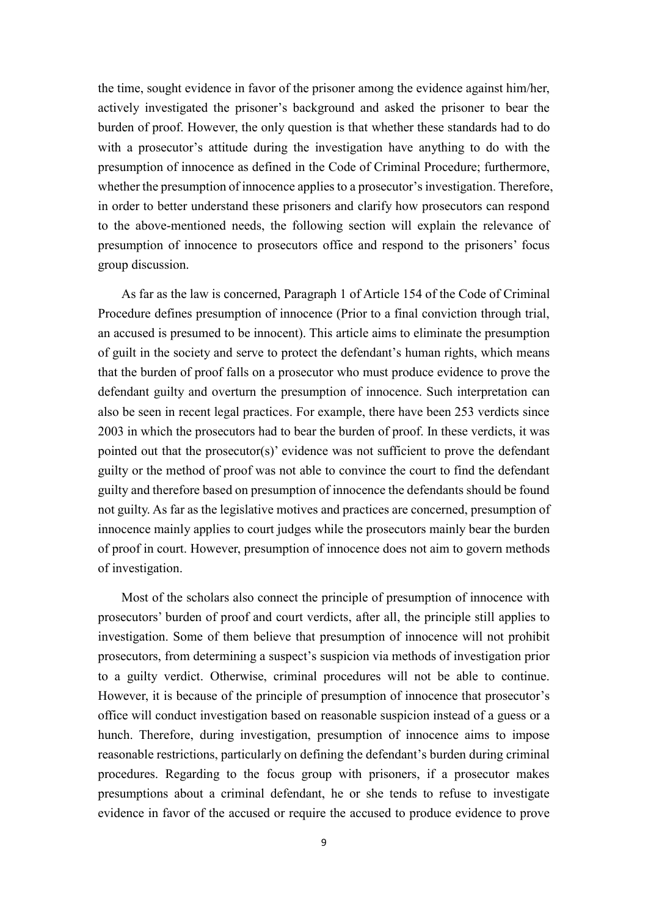the time, sought evidence in favor of the prisoner among the evidence against him/her, actively investigated the prisoner's background and asked the prisoner to bear the burden of proof. However, the only question is that whether these standards had to do with a prosecutor's attitude during the investigation have anything to do with the presumption of innocence as defined in the Code of Criminal Procedure; furthermore, whether the presumption of innocence applies to a prosecutor's investigation. Therefore, in order to better understand these prisoners and clarify how prosecutors can respond to the above-mentioned needs, the following section will explain the relevance of presumption of innocence to prosecutors office and respond to the prisoners' focus group discussion.

As far as the law is concerned, Paragraph 1 of Article 154 of the Code of Criminal Procedure defines presumption of innocence (Prior to a final conviction through trial, an accused is presumed to be innocent). This article aims to eliminate the presumption of guilt in the society and serve to protect the defendant's human rights, which means that the burden of proof falls on a prosecutor who must produce evidence to prove the defendant guilty and overturn the presumption of innocence. Such interpretation can also be seen in recent legal practices. For example, there have been 253 verdicts since 2003 in which the prosecutors had to bear the burden of proof. In these verdicts, it was pointed out that the prosecutor(s)' evidence was not sufficient to prove the defendant guilty or the method of proof was not able to convince the court to find the defendant guilty and therefore based on presumption of innocence the defendants should be found not guilty. As far as the legislative motives and practices are concerned, presumption of innocence mainly applies to court judges while the prosecutors mainly bear the burden of proof in court. However, presumption of innocence does not aim to govern methods of investigation.

Most of the scholars also connect the principle of presumption of innocence with prosecutors' burden of proof and court verdicts, after all, the principle still applies to investigation. Some of them believe that presumption of innocence will not prohibit prosecutors, from determining a suspect's suspicion via methods of investigation prior to a guilty verdict. Otherwise, criminal procedures will not be able to continue. However, it is because of the principle of presumption of innocence that prosecutor's office will conduct investigation based on reasonable suspicion instead of a guess or a hunch. Therefore, during investigation, presumption of innocence aims to impose reasonable restrictions, particularly on defining the defendant's burden during criminal procedures. Regarding to the focus group with prisoners, if a prosecutor makes presumptions about a criminal defendant, he or she tends to refuse to investigate evidence in favor of the accused or require the accused to produce evidence to prove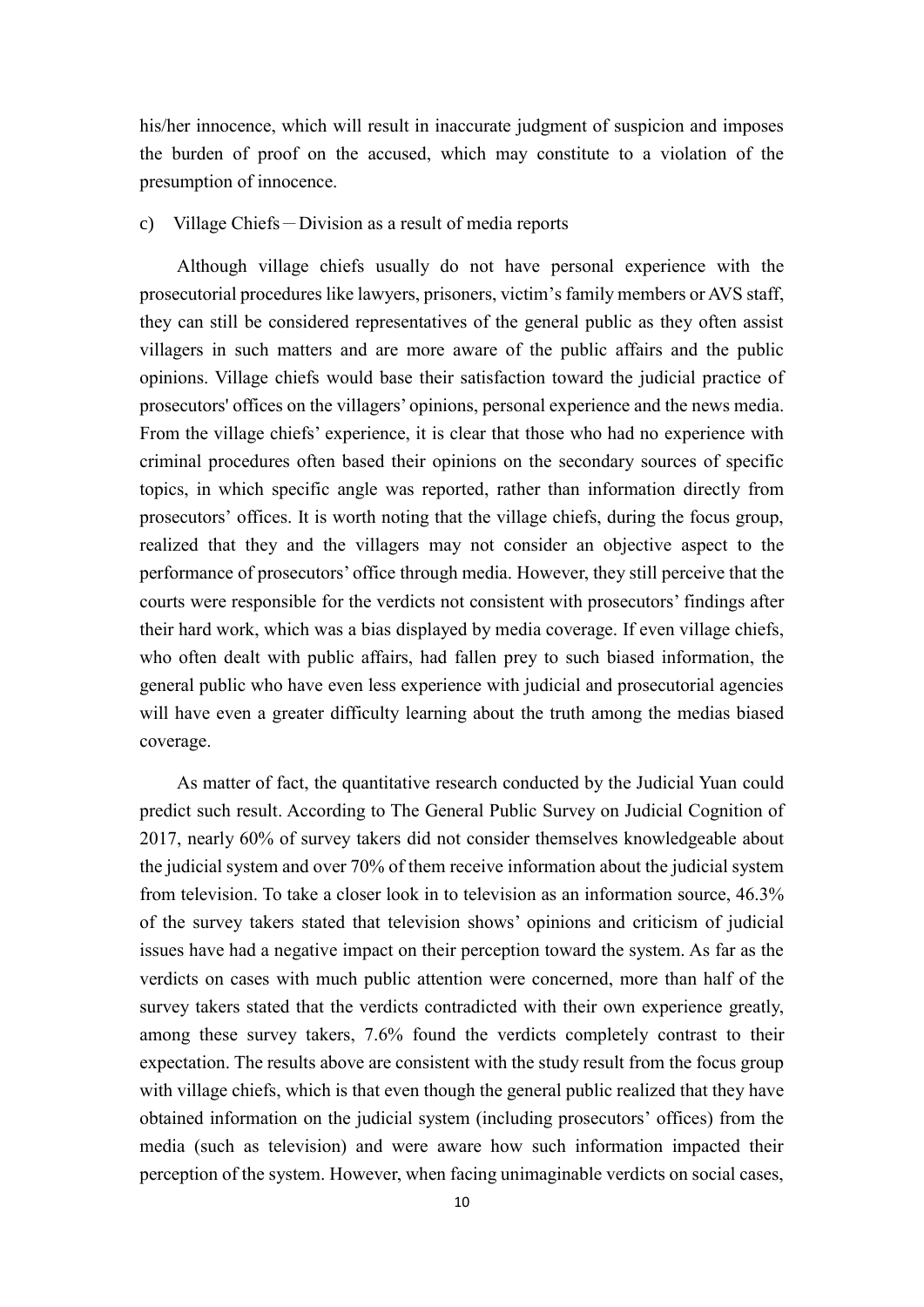his/her innocence, which will result in inaccurate judgment of suspicion and imposes the burden of proof on the accused, which may constitute to a violation of the presumption of innocence.

c) Village Chiefs－Division as a result of media reports

Although village chiefs usually do not have personal experience with the prosecutorial procedures like lawyers, prisoners, victim's family members or AVS staff, they can still be considered representatives of the general public as they often assist villagers in such matters and are more aware of the public affairs and the public opinions. Village chiefs would base their satisfaction toward the judicial practice of prosecutors' offices on the villagers' opinions, personal experience and the news media. From the village chiefs' experience, it is clear that those who had no experience with criminal procedures often based their opinions on the secondary sources of specific topics, in which specific angle was reported, rather than information directly from prosecutors' offices. It is worth noting that the village chiefs, during the focus group, realized that they and the villagers may not consider an objective aspect to the performance of prosecutors' office through media. However, they still perceive that the courts were responsible for the verdicts not consistent with prosecutors' findings after their hard work, which was a bias displayed by media coverage. If even village chiefs, who often dealt with public affairs, had fallen prey to such biased information, the general public who have even less experience with judicial and prosecutorial agencies will have even a greater difficulty learning about the truth among the medias biased coverage.

As matter of fact, the quantitative research conducted by the Judicial Yuan could predict such result. According to The General Public Survey on Judicial Cognition of 2017, nearly 60% of survey takers did not consider themselves knowledgeable about the judicial system and over 70% of them receive information about the judicial system from television. To take a closer look in to television as an information source, 46.3% of the survey takers stated that television shows' opinions and criticism of judicial issues have had a negative impact on their perception toward the system. As far as the verdicts on cases with much public attention were concerned, more than half of the survey takers stated that the verdicts contradicted with their own experience greatly, among these survey takers, 7.6% found the verdicts completely contrast to their expectation. The results above are consistent with the study result from the focus group with village chiefs, which is that even though the general public realized that they have obtained information on the judicial system (including prosecutors' offices) from the media (such as television) and were aware how such information impacted their perception of the system. However, when facing unimaginable verdicts on social cases,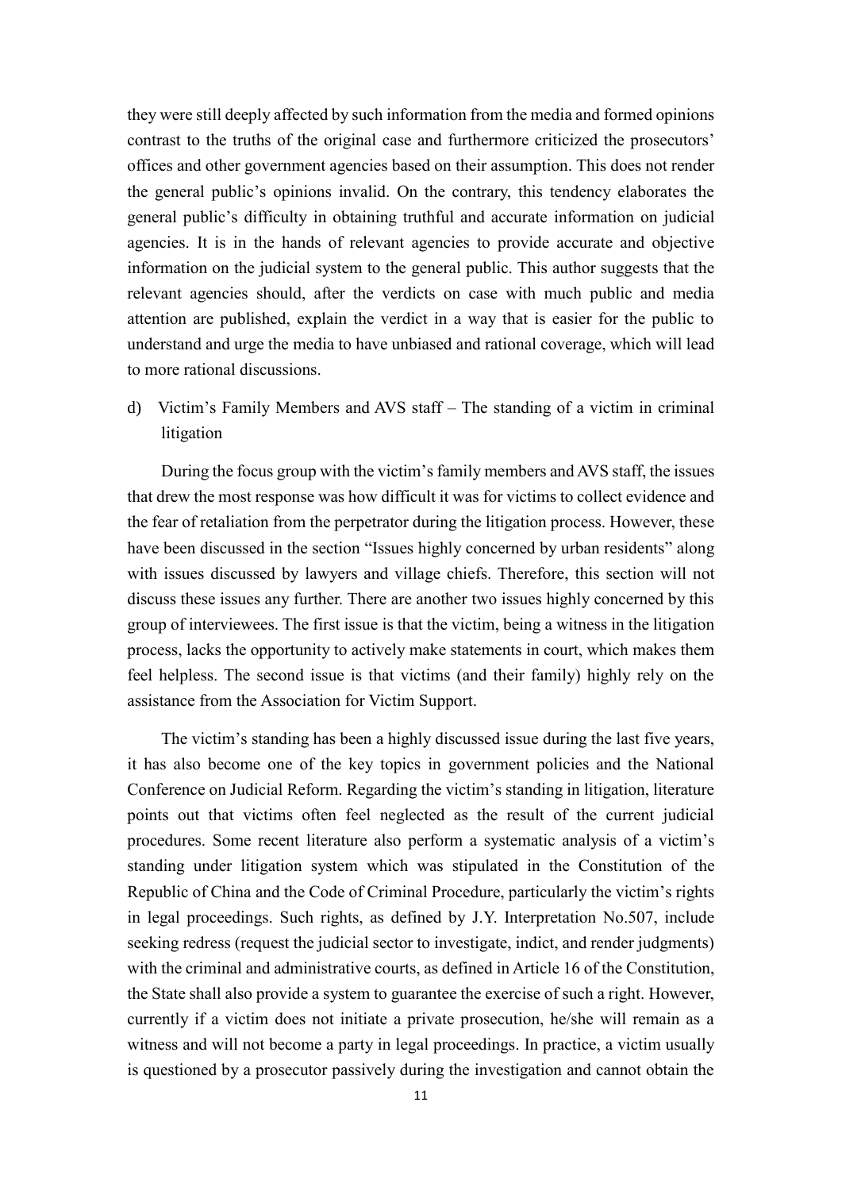they were still deeply affected by such information from the media and formed opinions contrast to the truths of the original case and furthermore criticized the prosecutors' offices and other government agencies based on their assumption. This does not render the general public's opinions invalid. On the contrary, this tendency elaborates the general public's difficulty in obtaining truthful and accurate information on judicial agencies. It is in the hands of relevant agencies to provide accurate and objective information on the judicial system to the general public. This author suggests that the relevant agencies should, after the verdicts on case with much public and media attention are published, explain the verdict in a way that is easier for the public to understand and urge the media to have unbiased and rational coverage, which will lead to more rational discussions.

d) Victim's Family Members and AVS staff – The standing of a victim in criminal litigation

During the focus group with the victim's family members and AVS staff, the issues that drew the most response was how difficult it was for victims to collect evidence and the fear of retaliation from the perpetrator during the litigation process. However, these have been discussed in the section "Issues highly concerned by urban residents" along with issues discussed by lawyers and village chiefs. Therefore, this section will not discuss these issues any further. There are another two issues highly concerned by this group of interviewees. The first issue is that the victim, being a witness in the litigation process, lacks the opportunity to actively make statements in court, which makes them feel helpless. The second issue is that victims (and their family) highly rely on the assistance from the Association for Victim Support.

The victim's standing has been a highly discussed issue during the last five years, it has also become one of the key topics in government policies and the National Conference on Judicial Reform. Regarding the victim's standing in litigation, literature points out that victims often feel neglected as the result of the current judicial procedures. Some recent literature also perform a systematic analysis of a victim's standing under litigation system which was stipulated in the Constitution of the Republic of China and the Code of Criminal Procedure, particularly the victim's rights in legal proceedings. Such rights, as defined by J.Y. Interpretation No.507, include seeking redress (request the judicial sector to investigate, indict, and render judgments) with the criminal and administrative courts, as defined in Article 16 of the Constitution, the State shall also provide a system to guarantee the exercise of such a right. However, currently if a victim does not initiate a private prosecution, he/she will remain as a witness and will not become a party in legal proceedings. In practice, a victim usually is questioned by a prosecutor passively during the investigation and cannot obtain the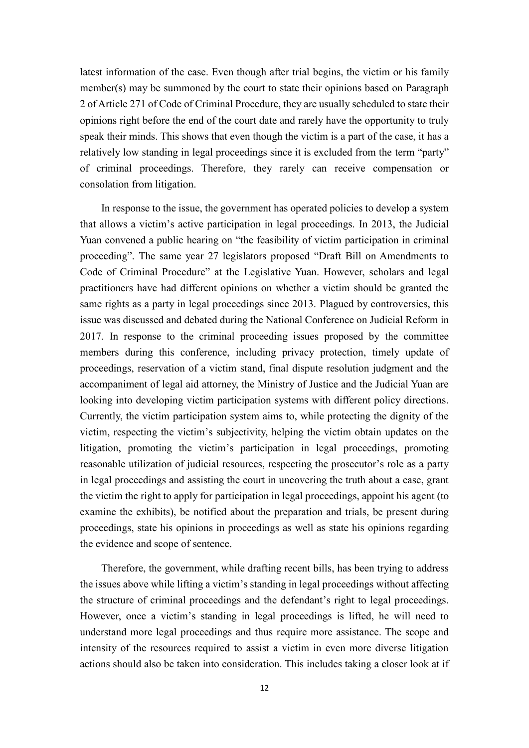latest information of the case. Even though after trial begins, the victim or his family member(s) may be summoned by the court to state their opinions based on Paragraph 2 of Article 271 of Code of Criminal Procedure, they are usually scheduled to state their opinions right before the end of the court date and rarely have the opportunity to truly speak their minds. This shows that even though the victim is a part of the case, it has a relatively low standing in legal proceedings since it is excluded from the term "party" of criminal proceedings. Therefore, they rarely can receive compensation or consolation from litigation.

In response to the issue, the government has operated policies to develop a system that allows a victim's active participation in legal proceedings. In 2013, the Judicial Yuan convened a public hearing on "the feasibility of victim participation in criminal proceeding". The same year 27 legislators proposed "Draft Bill on Amendments to Code of Criminal Procedure" at the Legislative Yuan. However, scholars and legal practitioners have had different opinions on whether a victim should be granted the same rights as a party in legal proceedings since 2013. Plagued by controversies, this issue was discussed and debated during the National Conference on Judicial Reform in 2017. In response to the criminal proceeding issues proposed by the committee members during this conference, including privacy protection, timely update of proceedings, reservation of a victim stand, final dispute resolution judgment and the accompaniment of legal aid attorney, the Ministry of Justice and the Judicial Yuan are looking into developing victim participation systems with different policy directions. Currently, the victim participation system aims to, while protecting the dignity of the victim, respecting the victim's subjectivity, helping the victim obtain updates on the litigation, promoting the victim's participation in legal proceedings, promoting reasonable utilization of judicial resources, respecting the prosecutor's role as a party in legal proceedings and assisting the court in uncovering the truth about a case, grant the victim the right to apply for participation in legal proceedings, appoint his agent (to examine the exhibits), be notified about the preparation and trials, be present during proceedings, state his opinions in proceedings as well as state his opinions regarding the evidence and scope of sentence.

Therefore, the government, while drafting recent bills, has been trying to address the issues above while lifting a victim's standing in legal proceedings without affecting the structure of criminal proceedings and the defendant's right to legal proceedings. However, once a victim's standing in legal proceedings is lifted, he will need to understand more legal proceedings and thus require more assistance. The scope and intensity of the resources required to assist a victim in even more diverse litigation actions should also be taken into consideration. This includes taking a closer look at if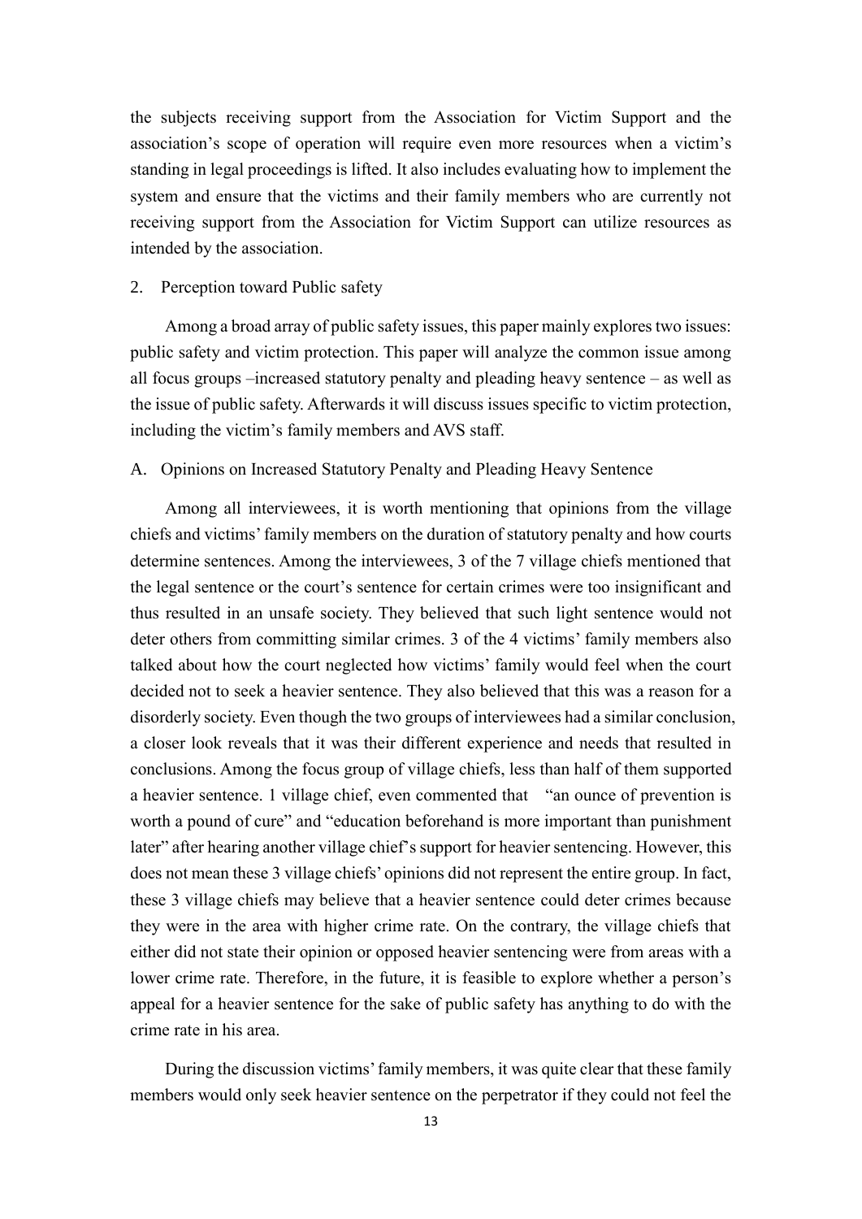the subjects receiving support from the Association for Victim Support and the association's scope of operation will require even more resources when a victim's standing in legal proceedings is lifted. It also includes evaluating how to implement the system and ensure that the victims and their family members who are currently not receiving support from the Association for Victim Support can utilize resources as intended by the association.

2. Perception toward Public safety

Among a broad array of public safety issues, this paper mainly explores two issues: public safety and victim protection. This paper will analyze the common issue among all focus groups –increased statutory penalty and pleading heavy sentence – as well as the issue of public safety. Afterwards it will discuss issues specific to victim protection, including the victim's family members and AVS staff.

A. Opinions on Increased Statutory Penalty and Pleading Heavy Sentence

Among all interviewees, it is worth mentioning that opinions from the village chiefs and victims' family members on the duration of statutory penalty and how courts determine sentences. Among the interviewees, 3 of the 7 village chiefs mentioned that the legal sentence or the court's sentence for certain crimes were too insignificant and thus resulted in an unsafe society. They believed that such light sentence would not deter others from committing similar crimes. 3 of the 4 victims' family members also talked about how the court neglected how victims' family would feel when the court decided not to seek a heavier sentence. They also believed that this was a reason for a disorderly society. Even though the two groups of interviewees had a similar conclusion, a closer look reveals that it was their different experience and needs that resulted in conclusions. Among the focus group of village chiefs, less than half of them supported a heavier sentence. 1 village chief, even commented that "an ounce of prevention is worth a pound of cure" and "education beforehand is more important than punishment later" after hearing another village chief's support for heavier sentencing. However, this does not mean these 3 village chiefs' opinions did not represent the entire group. In fact, these 3 village chiefs may believe that a heavier sentence could deter crimes because they were in the area with higher crime rate. On the contrary, the village chiefs that either did not state their opinion or opposed heavier sentencing were from areas with a lower crime rate. Therefore, in the future, it is feasible to explore whether a person's appeal for a heavier sentence for the sake of public safety has anything to do with the crime rate in his area.

During the discussion victims' family members, it was quite clear that these family members would only seek heavier sentence on the perpetrator if they could not feel the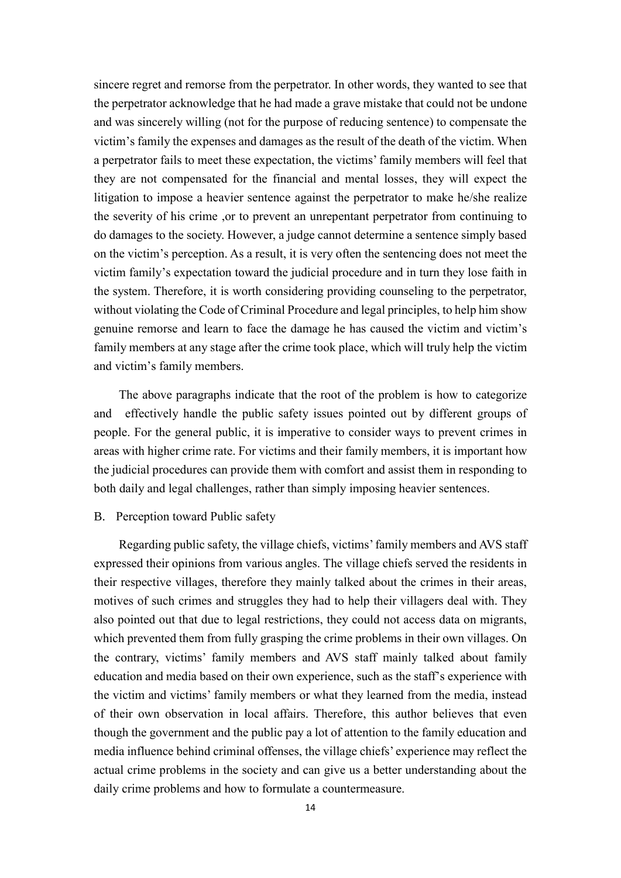sincere regret and remorse from the perpetrator. In other words, they wanted to see that the perpetrator acknowledge that he had made a grave mistake that could not be undone and was sincerely willing (not for the purpose of reducing sentence) to compensate the victim's family the expenses and damages as the result of the death of the victim. When a perpetrator fails to meet these expectation, the victims' family members will feel that they are not compensated for the financial and mental losses, they will expect the litigation to impose a heavier sentence against the perpetrator to make he/she realize the severity of his crime ,or to prevent an unrepentant perpetrator from continuing to do damages to the society. However, a judge cannot determine a sentence simply based on the victim's perception. As a result, it is very often the sentencing does not meet the victim family's expectation toward the judicial procedure and in turn they lose faith in the system. Therefore, it is worth considering providing counseling to the perpetrator, without violating the Code of Criminal Procedure and legal principles, to help him show genuine remorse and learn to face the damage he has caused the victim and victim's family members at any stage after the crime took place, which will truly help the victim and victim's family members.

The above paragraphs indicate that the root of the problem is how to categorize and effectively handle the public safety issues pointed out by different groups of people. For the general public, it is imperative to consider ways to prevent crimes in areas with higher crime rate. For victims and their family members, it is important how the judicial procedures can provide them with comfort and assist them in responding to both daily and legal challenges, rather than simply imposing heavier sentences.

B. Perception toward Public safety

Regarding public safety, the village chiefs, victims' family members and AVS staff expressed their opinions from various angles. The village chiefs served the residents in their respective villages, therefore they mainly talked about the crimes in their areas, motives of such crimes and struggles they had to help their villagers deal with. They also pointed out that due to legal restrictions, they could not access data on migrants, which prevented them from fully grasping the crime problems in their own villages. On the contrary, victims' family members and AVS staff mainly talked about family education and media based on their own experience, such as the staff's experience with the victim and victims' family members or what they learned from the media, instead of their own observation in local affairs. Therefore, this author believes that even though the government and the public pay a lot of attention to the family education and media influence behind criminal offenses, the village chiefs' experience may reflect the actual crime problems in the society and can give us a better understanding about the daily crime problems and how to formulate a countermeasure.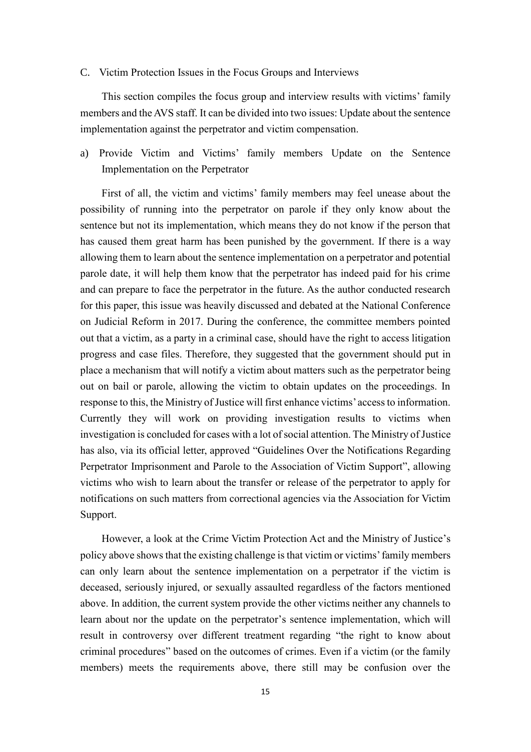### C. Victim Protection Issues in the Focus Groups and Interviews

This section compiles the focus group and interview results with victims' family members and the AVS staff. It can be divided into two issues: Update about the sentence implementation against the perpetrator and victim compensation.

#### a) Provide Victim and Victims' family members Update on the Sentence Implementation on the Perpetrator

First of all, the victim and victims' family members may feel unease about the possibility of running into the perpetrator on parole if they only know about the sentence but not its implementation, which means they do not know if the person that has caused them great harm has been punished by the government. If there is a way allowing them to learn about the sentence implementation on a perpetrator and potential parole date, it will help them know that the perpetrator has indeed paid for his crime and can prepare to face the perpetrator in the future. As the author conducted research for this paper, this issue was heavily discussed and debated at the National Conference on Judicial Reform in 2017. During the conference, the committee members pointed out that a victim, as a party in a criminal case, should have the right to access litigation progress and case files. Therefore, they suggested that the government should put in place a mechanism that will notify a victim about matters such as the perpetrator being out on bail or parole, allowing the victim to obtain updates on the proceedings. In response to this, the Ministry of Justice will first enhance victims' access to information. Currently they will work on providing investigation results to victims when investigation is concluded for cases with a lot of social attention. The Ministry of Justice has also, via its official letter, approved "Guidelines Over the Notifications Regarding Perpetrator Imprisonment and Parole to the Association of Victim Support", allowing victims who wish to learn about the transfer or release of the perpetrator to apply for notifications on such matters from correctional agencies via the Association for Victim Support.

However, a look at the Crime Victim Protection Act and the Ministry of Justice's policy above shows that the existing challenge is that victim or victims' family members can only learn about the sentence implementation on a perpetrator if the victim is deceased, seriously injured, or sexually assaulted regardless of the factors mentioned above. In addition, the current system provide the other victims neither any channels to learn about nor the update on the perpetrator's sentence implementation, which will result in controversy over different treatment regarding "the right to know about criminal procedures" based on the outcomes of crimes. Even if a victim (or the family members) meets the requirements above, there still may be confusion over the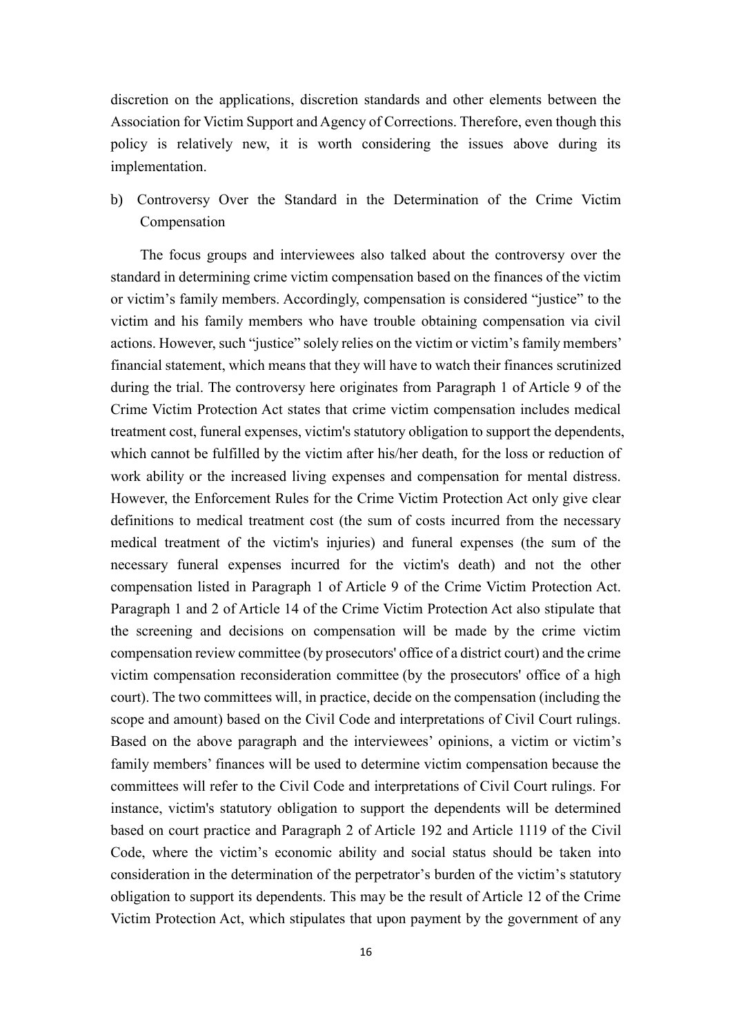discretion on the applications, discretion standards and other elements between the Association for Victim Support and Agency of Corrections. Therefore, even though this policy is relatively new, it is worth considering the issues above during its implementation.

b) Controversy Over the Standard in the Determination of the Crime Victim Compensation

The focus groups and interviewees also talked about the controversy over the standard in determining crime victim compensation based on the finances of the victim or victim's family members. Accordingly, compensation is considered "justice" to the victim and his family members who have trouble obtaining compensation via civil actions. However, such "justice" solely relies on the victim or victim's family members' financial statement, which means that they will have to watch their finances scrutinized during the trial. The controversy here originates from Paragraph 1 of Article 9 of the Crime Victim Protection Act states that crime victim compensation includes medical treatment cost, funeral expenses, victim's statutory obligation to support the dependents, which cannot be fulfilled by the victim after his/her death, for the loss or reduction of work ability or the increased living expenses and compensation for mental distress. However, the Enforcement Rules for the Crime Victim Protection Act only give clear definitions to medical treatment cost (the sum of costs incurred from the necessary medical treatment of the victim's injuries) and funeral expenses (the sum of the necessary funeral expenses incurred for the victim's death) and not the other compensation listed in Paragraph 1 of Article 9 of the Crime Victim Protection Act. Paragraph 1 and 2 of Article 14 of the Crime Victim Protection Act also stipulate that the screening and decisions on compensation will be made by the crime victim compensation review committee (by prosecutors' office of a district court) and the crime victim compensation reconsideration committee (by the prosecutors' office of a high court). The two committees will, in practice, decide on the compensation (including the scope and amount) based on the Civil Code and interpretations of Civil Court rulings. Based on the above paragraph and the interviewees' opinions, a victim or victim's family members' finances will be used to determine victim compensation because the committees will refer to the Civil Code and interpretations of Civil Court rulings. For instance, victim's statutory obligation to support the dependents will be determined based on court practice and Paragraph 2 of Article 192 and Article 1119 of the Civil Code, where the victim's economic ability and social status should be taken into consideration in the determination of the perpetrator's burden of the victim's statutory obligation to support its dependents. This may be the result of Article 12 of the Crime Victim Protection Act, which stipulates that upon payment by the government of any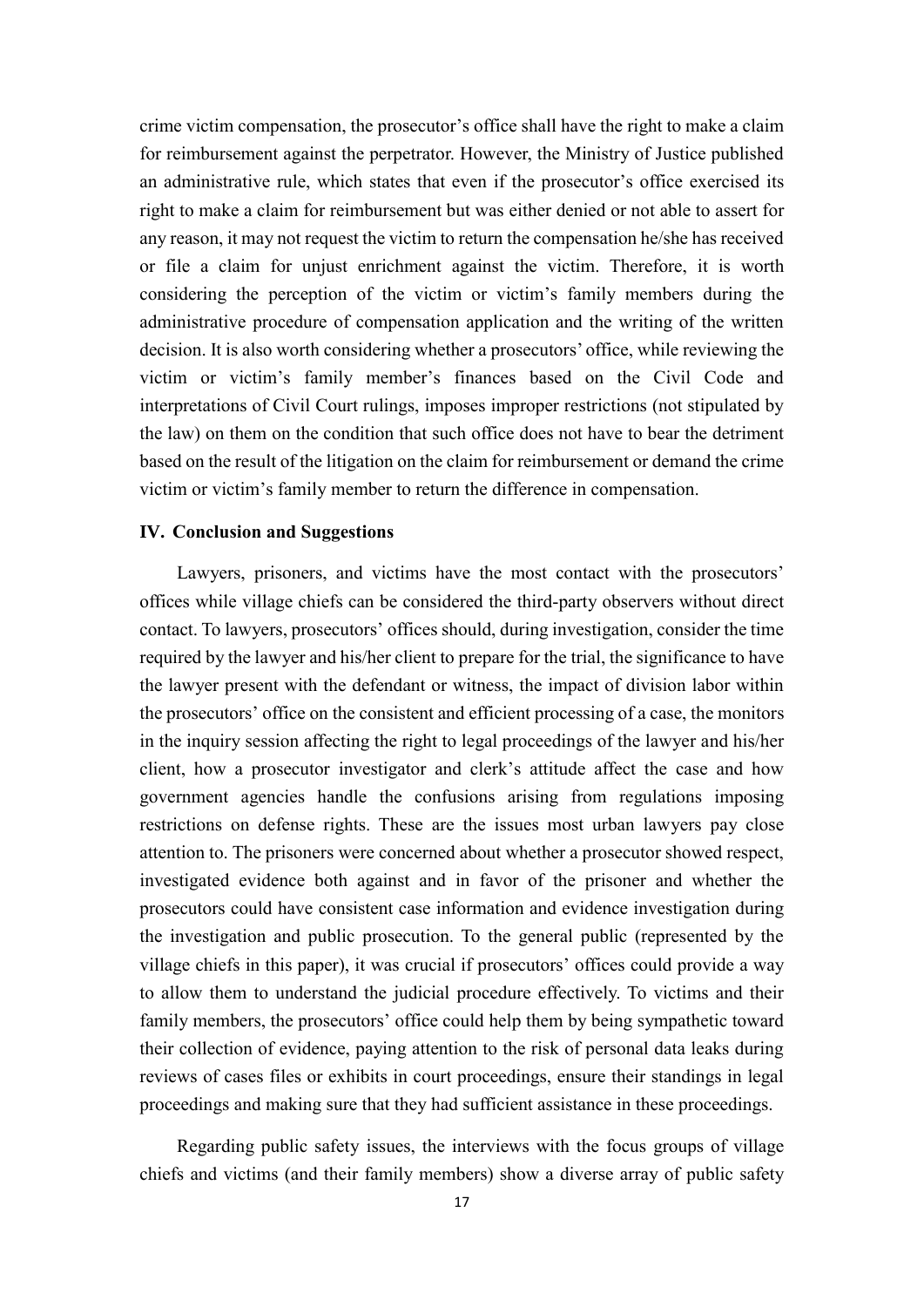crime victim compensation, the prosecutor's office shall have the right to make a claim for reimbursement against the perpetrator. However, the Ministry of Justice published an administrative rule, which states that even if the prosecutor's office exercised its right to make a claim for reimbursement but was either denied or not able to assert for any reason, it may not request the victim to return the compensation he/she has received or file a claim for unjust enrichment against the victim. Therefore, it is worth considering the perception of the victim or victim's family members during the administrative procedure of compensation application and the writing of the written decision. It is also worth considering whether a prosecutors' office, while reviewing the victim or victim's family member's finances based on the Civil Code and interpretations of Civil Court rulings, imposes improper restrictions (not stipulated by the law) on them on the condition that such office does not have to bear the detriment based on the result of the litigation on the claim for reimbursement or demand the crime victim or victim's family member to return the difference in compensation.

## IV. Conclusion and Suggestions

Lawyers, prisoners, and victims have the most contact with the prosecutors' offices while village chiefs can be considered the third-party observers without direct contact. To lawyers, prosecutors' offices should, during investigation, consider the time required by the lawyer and his/her client to prepare for the trial, the significance to have the lawyer present with the defendant or witness, the impact of division labor within the prosecutors' office on the consistent and efficient processing of a case, the monitors in the inquiry session affecting the right to legal proceedings of the lawyer and his/her client, how a prosecutor investigator and clerk's attitude affect the case and how government agencies handle the confusions arising from regulations imposing restrictions on defense rights. These are the issues most urban lawyers pay close attention to. The prisoners were concerned about whether a prosecutor showed respect, investigated evidence both against and in favor of the prisoner and whether the prosecutors could have consistent case information and evidence investigation during the investigation and public prosecution. To the general public (represented by the village chiefs in this paper), it was crucial if prosecutors' offices could provide a way to allow them to understand the judicial procedure effectively. To victims and their family members, the prosecutors' office could help them by being sympathetic toward their collection of evidence, paying attention to the risk of personal data leaks during reviews of cases files or exhibits in court proceedings, ensure their standings in legal proceedings and making sure that they had sufficient assistance in these proceedings.

Regarding public safety issues, the interviews with the focus groups of village chiefs and victims (and their family members) show a diverse array of public safety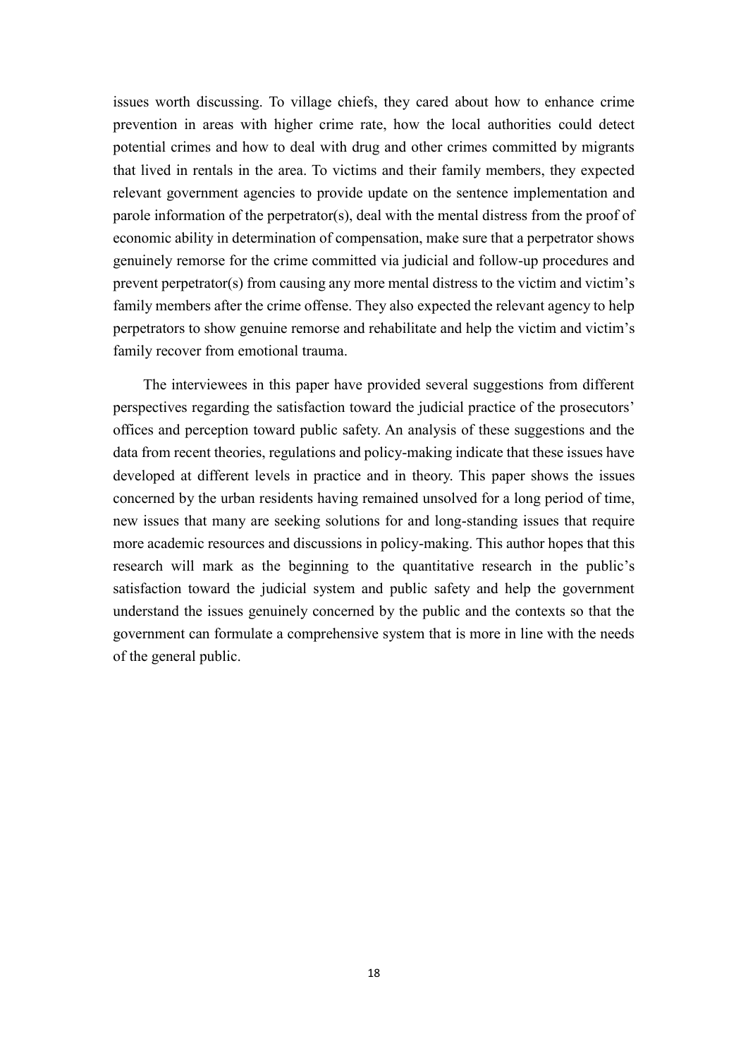issues worth discussing. To village chiefs, they cared about how to enhance crime prevention in areas with higher crime rate, how the local authorities could detect potential crimes and how to deal with drug and other crimes committed by migrants that lived in rentals in the area. To victims and their family members, they expected relevant government agencies to provide update on the sentence implementation and parole information of the perpetrator(s), deal with the mental distress from the proof of economic ability in determination of compensation, make sure that a perpetrator shows genuinely remorse for the crime committed via judicial and follow-up procedures and prevent perpetrator(s) from causing any more mental distress to the victim and victim's family members after the crime offense. They also expected the relevant agency to help perpetrators to show genuine remorse and rehabilitate and help the victim and victim's family recover from emotional trauma.

The interviewees in this paper have provided several suggestions from different perspectives regarding the satisfaction toward the judicial practice of the prosecutors' offices and perception toward public safety. An analysis of these suggestions and the data from recent theories, regulations and policy-making indicate that these issues have developed at different levels in practice and in theory. This paper shows the issues concerned by the urban residents having remained unsolved for a long period of time, new issues that many are seeking solutions for and long-standing issues that require more academic resources and discussions in policy-making. This author hopes that this research will mark as the beginning to the quantitative research in the public's satisfaction toward the judicial system and public safety and help the government understand the issues genuinely concerned by the public and the contexts so that the government can formulate a comprehensive system that is more in line with the needs of the general public.